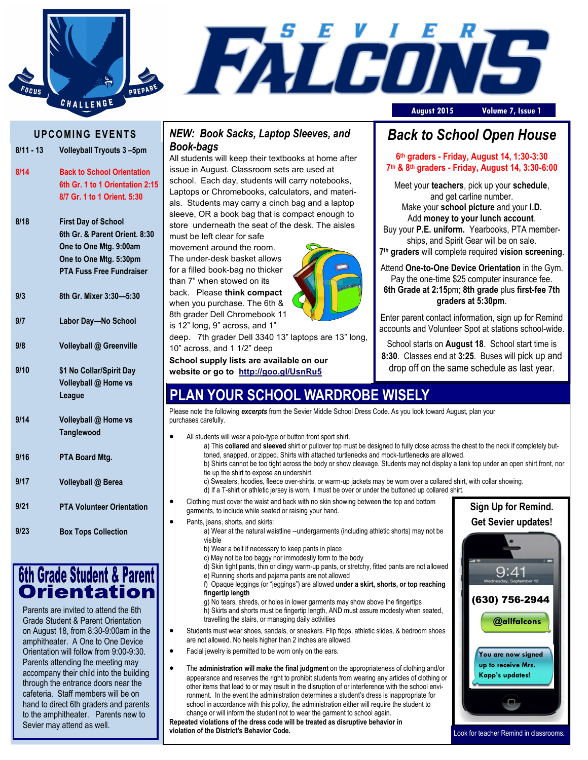# SEVIER FALCONS

August 2015 Volume 7, Issue 1

FOCUS CHALLENGE PREPARE

## UPCOMING EVENTS

| Date | Event |
|---|---|
| 8/11 - 13 | Volleyball Tryouts 3 –5pm |
| 8/14 | Back to School Orientation<br>6th Gr. 1 to 1 Orientation 2:15<br>8/7 Gr. 1 to 1 Orient. 5:30 |
| 8/18 | First Day of School<br>6th Gr. & Parent Orient. 8:30<br>One to One Mtg. 9:00am<br>One to One Mtg. 5:30pm<br>PTA Fuss Free Fundraiser |
| 9/3 | 8th Gr. Mixer 3:30—5:30 |
| 9/7 | Labor Day—No School |
| 9/8 | Volleyball @ Greenville |
| 9/10 | $1 No Collar/Spirit Day<br>Volleyball @ Home vs League |
| 9/14 | Volleyball @ Home vs Tanglewood |
| 9/16 | PTA Board Mtg. |
| 9/17 | Volleyball @ Berea |
| 9/21 | PTA Volunteer Orientation |
| 9/23 | Box Tops Collection |

## 6th Grade Student & Parent Orientation

Parents are invited to attend the 6th Grade Student & Parent Orientation on August 18, from 8:30-9:00am in the amphitheater. A One to One Device Orientation will follow from 9:00-9:30. Parents attending the meeting may accompany their child into the building through the entrance doors near the cafeteria. Staff members will be on hand to direct 6th graders and parents to the amphitheater. Parents new to Sevier may attend as well.

## *NEW: Book Sacks, Laptop Sleeves, and Book-bags*

All students will keep their textbooks at home after issue in August. Classroom sets are used at school. Each day, students will carry notebooks, Laptops or Chromebooks, calculators, and materials. Students may carry a cinch bag and a laptop sleeve, OR a book bag that is compact enough to store underneath the seat of the desk. The aisles must be left clear for safe movement around the room. The under-desk basket allows for a filled book-bag no thicker than 7" when stowed on its back. Please **think compact** when you purchase. The 6th & 8th grader Dell Chromebook 11 is 12" long, 9" across, and 1" deep. 7th grader Dell 3340 13" laptops are 13" long, 10" across, and 1 1/2" deep

**School supply lists are available on our website or go to [http://goo.gl/UsnRu5](http://goo.gl/UsnRu5)**

## *Back to School Open House*

**6th graders - Friday, August 14, 1:30-3:30**
**7th & 8th graders - Friday, August 14, 3:30-6:00**

Meet your **teachers**, pick up your **schedule**, and get carline number.
Make your **school picture** and your **I.D.**
Add **money to your lunch account**.
Buy your **P.E. uniform.** Yearbooks, PTA memberships, and Spirit Gear will be on sale.
**7th graders** will complete required **vision screening**.

Attend **One-to-One Device Orientation** in the Gym. Pay the one-time $25 computer insurance fee. **6th Grade at 2:15**pm; **8th grade** plus **first-fee 7th graders at 5:30pm**.

Enter parent contact information, sign up for Remind accounts and Volunteer Spot at stations school-wide.

School starts on **August 18**. School start time is **8:30**. Classes end at **3:25**. Buses will pick up and drop off on the same schedule as last year.

## PLAN YOUR SCHOOL WARDROBE WISELY

Please note the following ***excerpts*** from the Sevier Middle School Dress Code. As you look toward August, plan your purchases carefully.

- All students will wear a polo-type or button front sport shirt.
  a) This **collared** and **sleeved** shirt or pullover top must be designed to fully close across the chest to the neck if completely buttoned, snapped, or zipped. Shirts with attached turtlenecks and mock-turtlenecks are allowed.
  b) Shirts cannot be too tight across the body or show cleavage. Students may not display a tank top under an open shirt front, nor tie up the shirt to expose an undershirt.
  c) Sweaters, hoodies, fleece over-shirts, or warm-up jackets may be worn over a collared shirt, with collar showing.
  d) If a T-shirt or athletic jersey is worn, it must be over or under the buttoned up collared shirt.
- Clothing must cover the waist and back with no skin showing between the top and bottom garments, to include while seated or raising your hand.
- Pants, jeans, shorts, and skirts:
  a) Wear at the natural waistline --undergarments (including athletic shorts) may not be visible
  b) Wear a belt if necessary to keep pants in place
  c) May not be too baggy nor immodestly form to the body
  d) Skin tight pants, thin or clingy warm-up pants, or stretchy, fitted pants are not allowed
  e) Running shorts and pajama pants are not allowed
  f) Opaque leggings (or "jeggings") are allowed **under a skirt, shorts, or top reaching fingertip length**
  g) No tears, shreds, or holes in lower garments may show above the fingertips
  h) Skirts and shorts must be fingertip length, AND must assure modesty when seated, travelling the stairs, or managing daily activities
- Students must wear shoes, sandals, or sneakers. Flip flops, athletic slides, & bedroom shoes are not allowed. No heels higher than 2 inches are allowed.
- Facial jewelry is permitted to be worn only on the ears.
- The **administration will make the final judgment** on the appropriateness of clothing and/or appearance and reserves the right to prohibit students from wearing any articles of clothing or other items that lead to or may result in the disruption of or interference with the school environment. In the event the administration determines a student's dress is inappropriate for school in accordance with this policy, the administration either will require the student to change or will inform the student not to wear the garment to school again.

**Repeated violations of the dress code will be treated as disruptive behavior in violation of the District's Behavior Code.**

## Sign Up for Remind. Get Sevier updates!

9:41
Wednesday, September 12

**(630) 756-2944**

**@allfalcons**

**You are now signed up to receive Mrs. Kapp's updates!**

Look for teacher Remind in classrooms.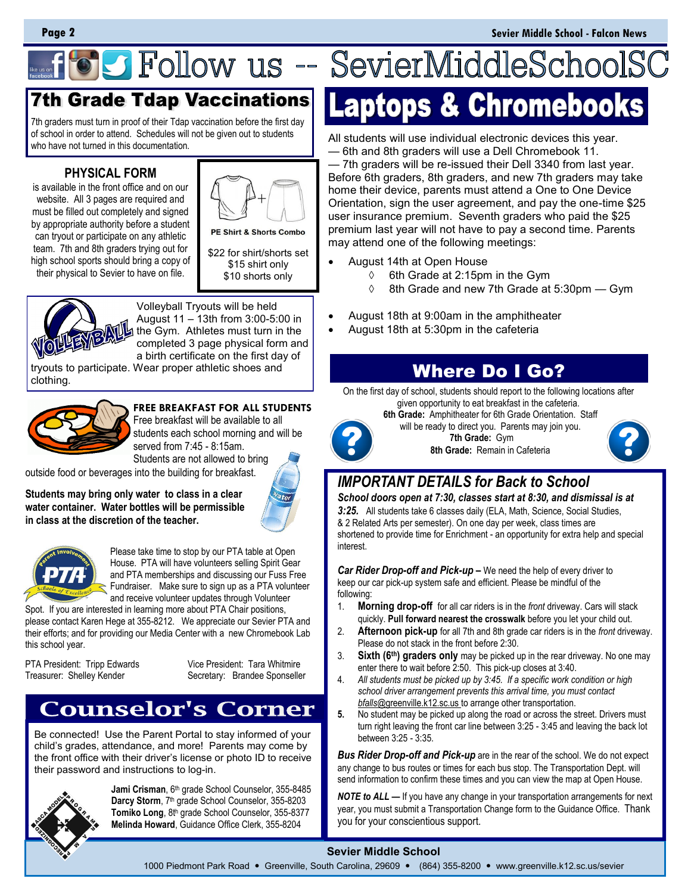# Follow us -- SevierMiddleSchoolSC

## 7th Grade Tdap Vaccinations

7th graders must turn in proof of their Tdap vaccination before the first day of school in order to attend. Schedules will not be given out to students who have not turned in this documentation.

### PHYSICAL FORM

is available in the front office and on our website. All 3 pages are required and must be filled out completely and signed by appropriate authority before a student can tryout or participate on any athletic team. 7th and 8th graders trying out for high school sports should bring a copy of their physical to Sevier to have on file.

**PE Shirt & Shorts Combo**

$22 for shirt/shorts set
$15 shirt only
$10 shorts only

Volleyball Tryouts will be held August 11 – 13th from 3:00-5:00 in the Gym. Athletes must turn in the completed 3 page physical form and a birth certificate on the first day of tryouts to participate. Wear proper athletic shoes and clothing.

**FREE BREAKFAST FOR ALL STUDENTS**

Free breakfast will be available to all students each school morning and will be served from 7:45 - 8:15am. Students are not allowed to bring outside food or beverages into the building for breakfast.

**Students may bring only water to class in a clear water container. Water bottles will be permissible in class at the discretion of the teacher.**

Please take time to stop by our PTA table at Open House. PTA will have volunteers selling Spirit Gear and PTA memberships and discussing our Fuss Free Fundraiser. Make sure to sign up as a PTA volunteer and receive volunteer updates through Volunteer Spot. If you are interested in learning more about PTA Chair positions, please contact Karen Hege at 355-8212. We appreciate our Sevier PTA and their efforts; and for providing our Media Center with a new Chromebook Lab this school year.

PTA President: Tripp Edwards
Vice President: Tara Whitmire
Treasurer: Shelley Kender
Secretary: Brandee Sponseller

## Counselor's Corner

Be connected! Use the Parent Portal to stay informed of your child's grades, attendance, and more! Parents may come by the front office with their driver's license or photo ID to receive their password and instructions to log-in.

**Jami Crisman**, 6th grade School Counselor, 355-8485
**Darcy Storm**, 7th grade School Counselor, 355-8203
**Tomiko Long**, 8th grade School Counselor, 355-8377
**Melinda Howard**, Guidance Office Clerk, 355-8204

## Laptops & Chromebooks

All students will use individual electronic devices this year.
— 6th and 8th graders will use a Dell Chromebook 11.
— 7th graders will be re-issued their Dell 3340 from last year.
Before 6th graders, 8th graders, and new 7th graders may take home their device, parents must attend a One to One Device Orientation, sign the user agreement, and pay the one-time $25 user insurance premium. Seventh graders who paid the $25 premium last year will not have to pay a second time. Parents may attend one of the following meetings:

- August 14th at Open House
  - 6th Grade at 2:15pm in the Gym
  - 8th Grade and new 7th Grade at 5:30pm — Gym
- August 18th at 9:00am in the amphitheater
- August 18th at 5:30pm in the cafeteria

## Where Do I Go?

On the first day of school, students should report to the following locations after given opportunity to eat breakfast in the cafeteria.
**6th Grade:** Amphitheater for 6th Grade Orientation. Staff will be ready to direct you. Parents may join you.
**7th Grade:** Gym
**8th Grade:** Remain in Cafeteria

## *IMPORTANT DETAILS for Back to School*

***School doors open at 7:30, classes start at 8:30, and dismissal is at 3:25.*** All students take 6 classes daily (ELA, Math, Science, Social Studies, & 2 Related Arts per semester). On one day per week, class times are shortened to provide time for Enrichment - an opportunity for extra help and special interest.

***Car Rider Drop-off and Pick-up –*** We need the help of every driver to keep our car pick-up system safe and efficient. Please be mindful of the following:

1. **Morning drop-off** for all car riders is in the *front* driveway. Cars will stack quickly. **Pull forward nearest the crosswalk** before you let your child out.
2. **Afternoon pick-up** for all 7th and 8th grade car riders is in the *front* driveway. Please do not stack in the front before 2:30.
3. **Sixth (6th) graders only** may be picked up in the rear driveway. No one may enter there to wait before 2:50. This pick-up closes at 3:40.
4. *All students must be picked up by 3:45. If a specific work condition or high school driver arrangement prevents this arrival time, you must contact bfalls@greenville.k12.sc.us to arrange other transportation.*
5. No student may be picked up along the road or across the street. Drivers must turn right leaving the front car line between 3:25 - 3:45 and leaving the back lot between 3:25 - 3:35.

***Bus Rider Drop-off and Pick-up*** are in the rear of the school. We do not expect any change to bus routes or times for each bus stop. The Transportation Dept. will send information to confirm these times and you can view the map at Open House.

***NOTE to ALL —*** If you have any change in your transportation arrangements for next year, you must submit a Transportation Change form to the Guidance Office. Thank you for your conscientious support.

**Sevier Middle School**
1000 Piedmont Park Road • Greenville, South Carolina, 29609 • (864) 355-8200 • www.greenville.k12.sc.us/sevier